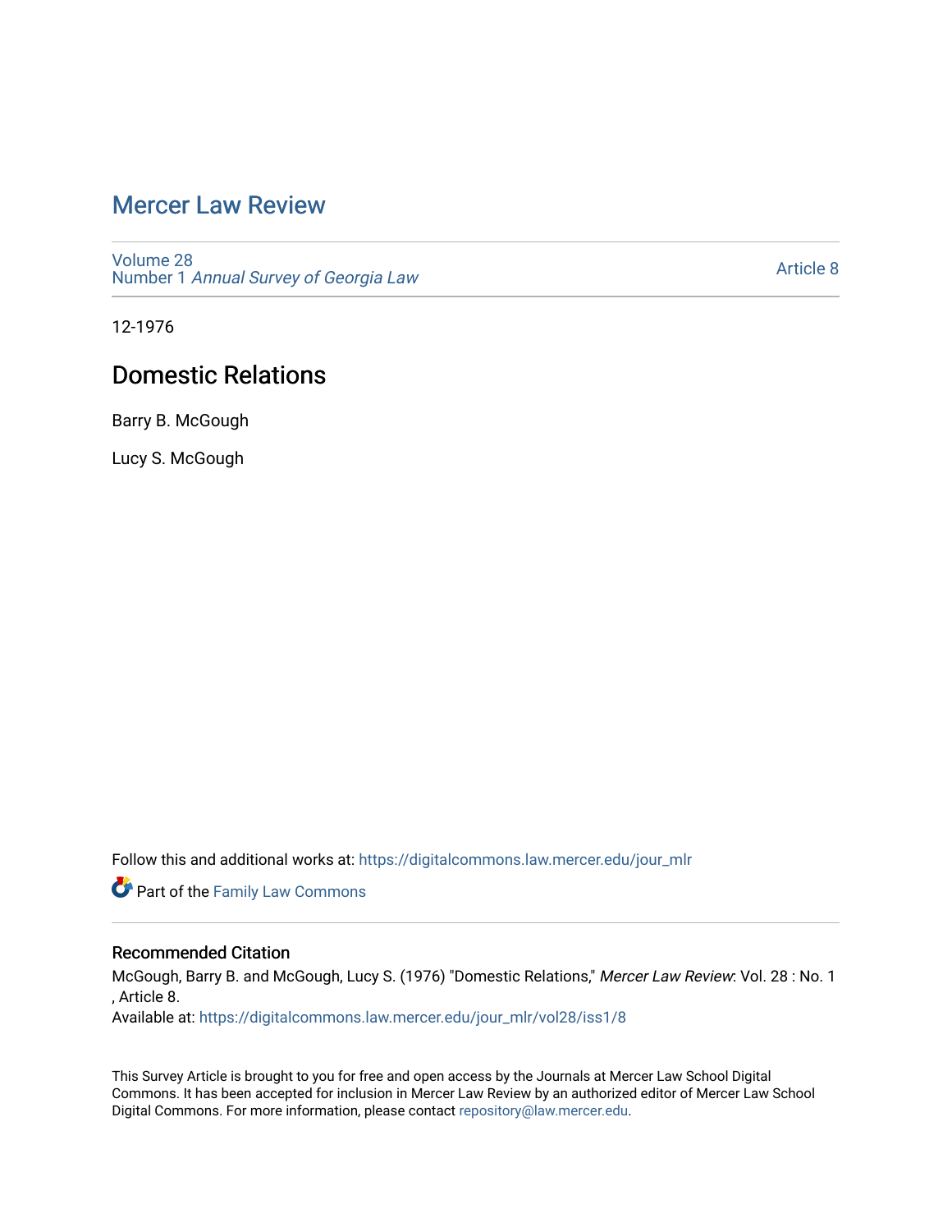# Mercer Law Review

Volume 28
Number 1 *Annual Survey of Georgia Law*

Article 8

12-1976

## Domestic Relations

Barry B. McGough

Lucy S. McGough

Follow this and additional works at: https://digitalcommons.law.mercer.edu/jour_mlr

Part of the Family Law Commons

### Recommended Citation

McGough, Barry B. and McGough, Lucy S. (1976) "Domestic Relations," *Mercer Law Review*: Vol. 28 : No. 1 , Article 8.
Available at: https://digitalcommons.law.mercer.edu/jour_mlr/vol28/iss1/8

This Survey Article is brought to you for free and open access by the Journals at Mercer Law School Digital Commons. It has been accepted for inclusion in Mercer Law Review by an authorized editor of Mercer Law School Digital Commons. For more information, please contact repository@law.mercer.edu.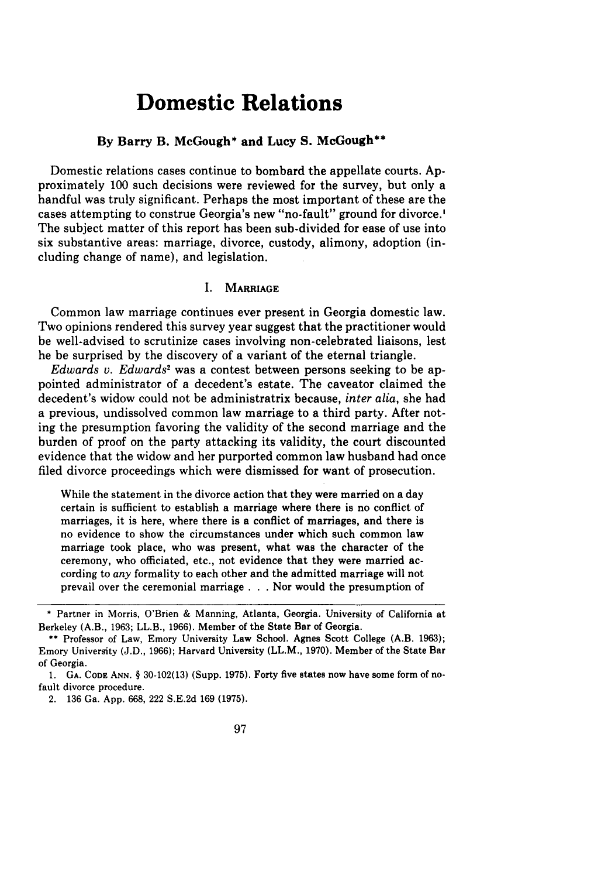# Domestic Relations

## By Barry B. McGough* and Lucy S. McGough**

Domestic relations cases continue to bombard the appellate courts. Approximately 100 such decisions were reviewed for the survey, but only a handful was truly significant. Perhaps the most important of these are the cases attempting to construe Georgia's new "no-fault" ground for divorce.[1] The subject matter of this report has been sub-divided for ease of use into six substantive areas: marriage, divorce, custody, alimony, adoption (including change of name), and legislation.

### I. Marriage

Common law marriage continues ever present in Georgia domestic law. Two opinions rendered this survey year suggest that the practitioner would be well-advised to scrutinize cases involving non-celebrated liaisons, lest he be surprised by the discovery of a variant of the eternal triangle.

*Edwards v. Edwards*[2] was a contest between persons seeking to be appointed administrator of a decedent's estate. The caveator claimed the decedent's widow could not be administratrix because, *inter alia*, she had a previous, undissolved common law marriage to a third party. After noting the presumption favoring the validity of the second marriage and the burden of proof on the party attacking its validity, the court discounted evidence that the widow and her purported common law husband had once filed divorce proceedings which were dismissed for want of prosecution.

> While the statement in the divorce action that they were married on a day certain is sufficient to establish a marriage where there is no conflict of marriages, it is here, where there is a conflict of marriages, and there is no evidence to show the circumstances under which such common law marriage took place, who was present, what was the character of the ceremony, who officiated, etc., not evidence that they were married according to *any* formality to each other and the admitted marriage will not prevail over the ceremonial marriage . . . Nor would the presumption of

---

\* Partner in Morris, O'Brien & Manning, Atlanta, Georgia. University of California at Berkeley (A.B., 1963; LL.B., 1966). Member of the State Bar of Georgia.

\*\* Professor of Law, Emory University Law School. Agnes Scott College (A.B. 1963); Emory University (J.D., 1966); Harvard University (LL.M., 1970). Member of the State Bar of Georgia.

1. GA. CODE ANN. § 30-102(13) (Supp. 1975). Forty five states now have some form of no-fault divorce procedure.

2. 136 Ga. App. 668, 222 S.E.2d 169 (1975).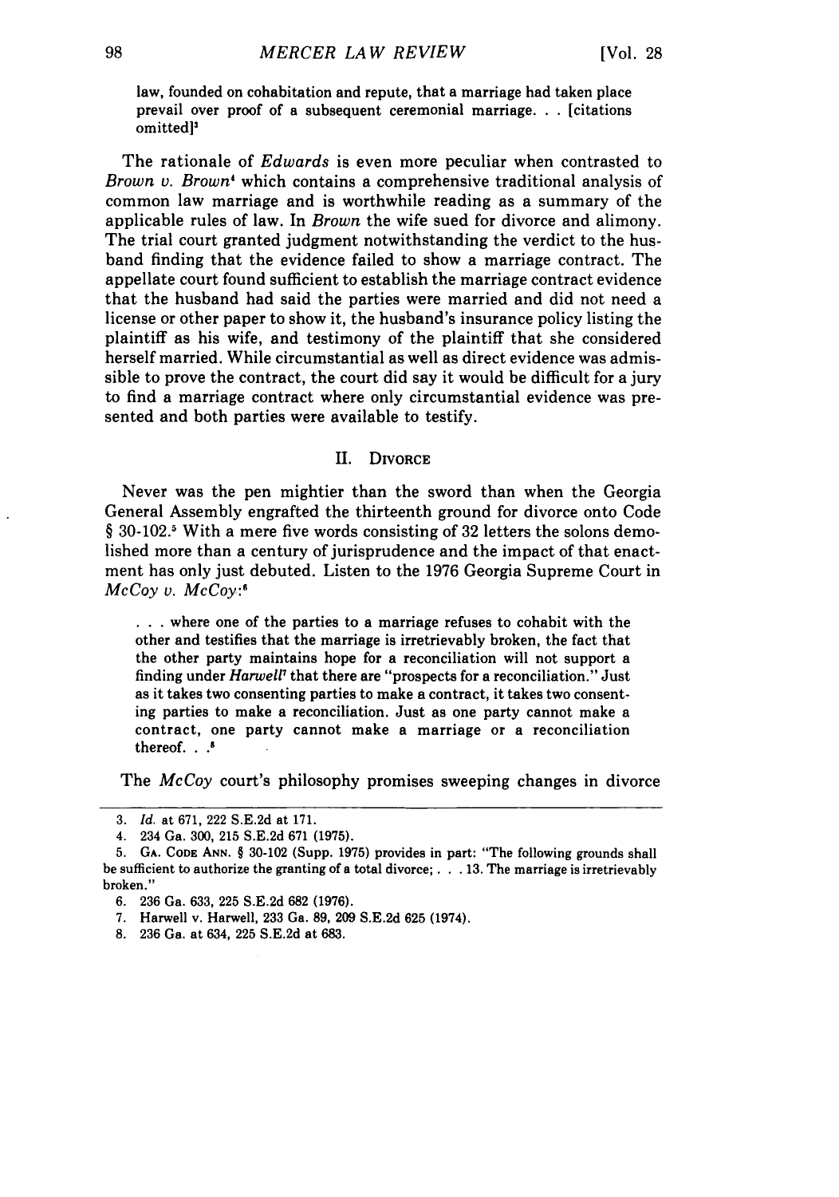law, founded on cohabitation and repute, that a marriage had taken place prevail over proof of a subsequent ceremonial marriage. . . [citations omitted][3]

The rationale of *Edwards* is even more peculiar when contrasted to *Brown v. Brown*[4] which contains a comprehensive traditional analysis of common law marriage and is worthwhile reading as a summary of the applicable rules of law. In *Brown* the wife sued for divorce and alimony. The trial court granted judgment notwithstanding the verdict to the husband finding that the evidence failed to show a marriage contract. The appellate court found sufficient to establish the marriage contract evidence that the husband had said the parties were married and did not need a license or other paper to show it, the husband's insurance policy listing the plaintiff as his wife, and testimony of the plaintiff that she considered herself married. While circumstantial as well as direct evidence was admissible to prove the contract, the court did say it would be difficult for a jury to find a marriage contract where only circumstantial evidence was presented and both parties were available to testify.

## II. Divorce

Never was the pen mightier than the sword than when the Georgia General Assembly engrafted the thirteenth ground for divorce onto Code § 30-102.[5] With a mere five words consisting of 32 letters the solons demolished more than a century of jurisprudence and the impact of that enactment has only just debuted. Listen to the 1976 Georgia Supreme Court in *McCoy v. McCoy*:[6]

> . . . where one of the parties to a marriage refuses to cohabit with the other and testifies that the marriage is irretrievably broken, the fact that the other party maintains hope for a reconciliation will not support a finding under *Harwell*[7] that there are "prospects for a reconciliation." Just as it takes two consenting parties to make a contract, it takes two consenting parties to make a reconciliation. Just as one party cannot make a contract, one party cannot make a marriage or a reconciliation thereof. . .[8]

The *McCoy* court's philosophy promises sweeping changes in divorce

---

3. *Id.* at 671, 222 S.E.2d at 171.

4. 234 Ga. 300, 215 S.E.2d 671 (1975).

5. Ga. Code Ann. § 30-102 (Supp. 1975) provides in part: "The following grounds shall be sufficient to authorize the granting of a total divorce; . . . 13. The marriage is irretrievably broken."

6. 236 Ga. 633, 225 S.E.2d 682 (1976).

7. Harwell v. Harwell, 233 Ga. 89, 209 S.E.2d 625 (1974).

8. 236 Ga. at 634, 225 S.E.2d at 683.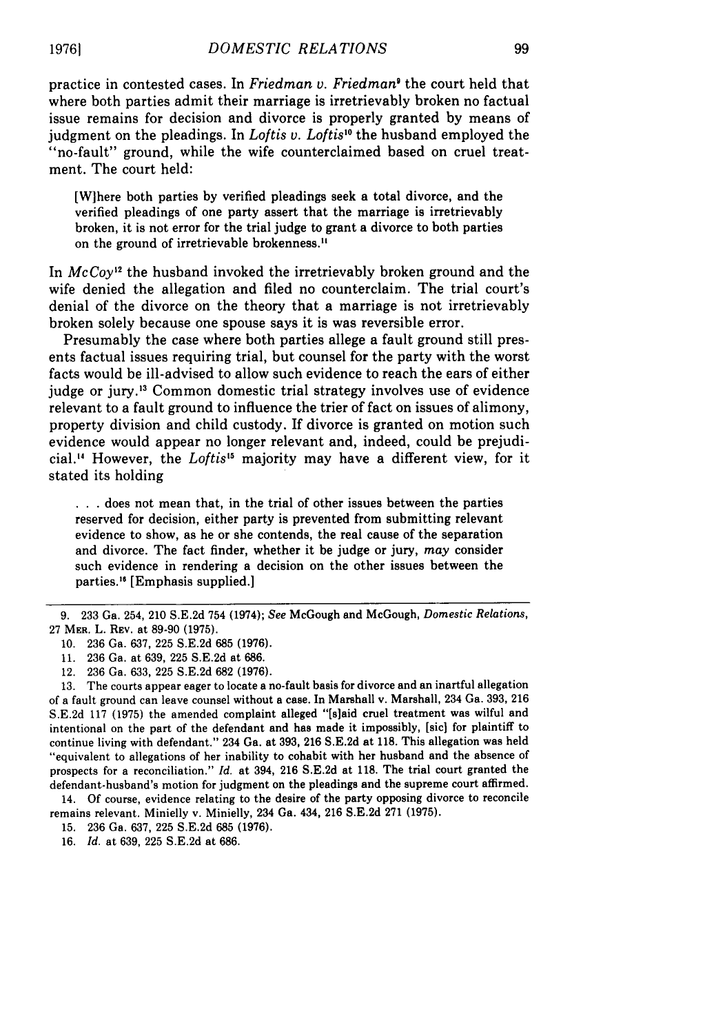practice in contested cases. In *Friedman v. Friedman*[9] the court held that where both parties admit their marriage is irretrievably broken no factual issue remains for decision and divorce is properly granted by means of judgment on the pleadings. In *Loftis v. Loftis*[10] the husband employed the "no-fault" ground, while the wife counterclaimed based on cruel treatment. The court held:

> [W]here both parties by verified pleadings seek a total divorce, and the verified pleadings of one party assert that the marriage is irretrievably broken, it is not error for the trial judge to grant a divorce to both parties on the ground of irretrievable brokenness.[11]

In *McCoy*[12] the husband invoked the irretrievably broken ground and the wife denied the allegation and filed no counterclaim. The trial court's denial of the divorce on the theory that a marriage is not irretrievably broken solely because one spouse says it is was reversible error.

Presumably the case where both parties allege a fault ground still presents factual issues requiring trial, but counsel for the party with the worst facts would be ill-advised to allow such evidence to reach the ears of either judge or jury.[13] Common domestic trial strategy involves use of evidence relevant to a fault ground to influence the trier of fact on issues of alimony, property division and child custody. If divorce is granted on motion such evidence would appear no longer relevant and, indeed, could be prejudicial.[14] However, the *Loftis*[15] majority may have a different view, for it stated its holding

> . . . does not mean that, in the trial of other issues between the parties reserved for decision, either party is prevented from submitting relevant evidence to show, as he or she contends, the real cause of the separation and divorce. The fact finder, whether it be judge or jury, *may* consider such evidence in rendering a decision on the other issues between the parties.[16] [Emphasis supplied.]

---

9. 233 Ga. 254, 210 S.E.2d 754 (1974); *See* McGough and McGough, *Domestic Relations*, 27 MER. L. REV. at 89-90 (1975).

10. 236 Ga. 637, 225 S.E.2d 685 (1976).

11. 236 Ga. at 639, 225 S.E.2d at 686.

12. 236 Ga. 633, 225 S.E.2d 682 (1976).

13. The courts appear eager to locate a no-fault basis for divorce and an inartful allegation of a fault ground can leave counsel without a case. In Marshall v. Marshall, 234 Ga. 393, 216 S.E.2d 117 (1975) the amended complaint alleged "[s]aid cruel treatment was wilful and intentional on the part of the defendant and has made it impossibly, [sic] for plaintiff to continue living with defendant." 234 Ga. at 393, 216 S.E.2d at 118. This allegation was held "equivalent to allegations of her inability to cohabit with her husband and the absence of prospects for a reconciliation." *Id.* at 394, 216 S.E.2d at 118. The trial court granted the defendant-husband's motion for judgment on the pleadings and the supreme court affirmed.

14. Of course, evidence relating to the desire of the party opposing divorce to reconcile remains relevant. Minielly v. Minielly, 234 Ga. 434, 216 S.E.2d 271 (1975).

15. 236 Ga. 637, 225 S.E.2d 685 (1976).

16. *Id.* at 639, 225 S.E.2d at 686.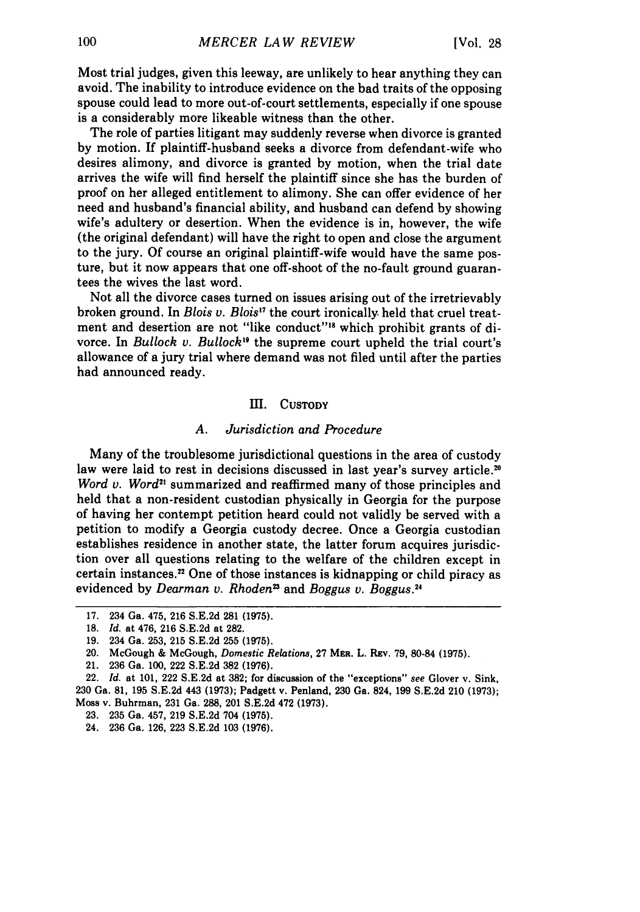Most trial judges, given this leeway, are unlikely to hear anything they can avoid. The inability to introduce evidence on the bad traits of the opposing spouse could lead to more out-of-court settlements, especially if one spouse is a considerably more likeable witness than the other.

The role of parties litigant may suddenly reverse when divorce is granted by motion. If plaintiff-husband seeks a divorce from defendant-wife who desires alimony, and divorce is granted by motion, when the trial date arrives the wife will find herself the plaintiff since she has the burden of proof on her alleged entitlement to alimony. She can offer evidence of her need and husband's financial ability, and husband can defend by showing wife's adultery or desertion. When the evidence is in, however, the wife (the original defendant) will have the right to open and close the argument to the jury. Of course an original plaintiff-wife would have the same posture, but it now appears that one off-shoot of the no-fault ground guarantees the wives the last word.

Not all the divorce cases turned on issues arising out of the irretrievably broken ground. In *Blois v. Blois*[17] the court ironically held that cruel treatment and desertion are not "like conduct"[18] which prohibit grants of divorce. In *Bullock v. Bullock*[19] the supreme court upheld the trial court's allowance of a jury trial where demand was not filed until after the parties had announced ready.

## III. Custody

### A. *Jurisdiction and Procedure*

Many of the troublesome jurisdictional questions in the area of custody law were laid to rest in decisions discussed in last year's survey article.[20] *Word v. Word*[21] summarized and reaffirmed many of those principles and held that a non-resident custodian physically in Georgia for the purpose of having her contempt petition heard could not validly be served with a petition to modify a Georgia custody decree. Once a Georgia custodian establishes residence in another state, the latter forum acquires jurisdiction over all questions relating to the welfare of the children except in certain instances.[22] One of those instances is kidnapping or child piracy as evidenced by *Dearman v. Rhoden*[23] and *Boggus v. Boggus*.[24]

---

17. 234 Ga. 475, 216 S.E.2d 281 (1975).
18. *Id.* at 476, 216 S.E.2d at 282.
19. 234 Ga. 253, 215 S.E.2d 255 (1975).
20. McGough & McGough, *Domestic Relations*, 27 Mer. L. Rev. 79, 80-84 (1975).
21. 236 Ga. 100, 222 S.E.2d 382 (1976).
22. *Id.* at 101, 222 S.E.2d at 382; for discussion of the "exceptions" *see* Glover v. Sink, 230 Ga. 81, 195 S.E.2d 443 (1973); Padgett v. Penland, 230 Ga. 824, 199 S.E.2d 210 (1973); Moss v. Buhrman, 231 Ga. 288, 201 S.E.2d 472 (1973).
23. 235 Ga. 457, 219 S.E.2d 704 (1975).
24. 236 Ga. 126, 223 S.E.2d 103 (1976).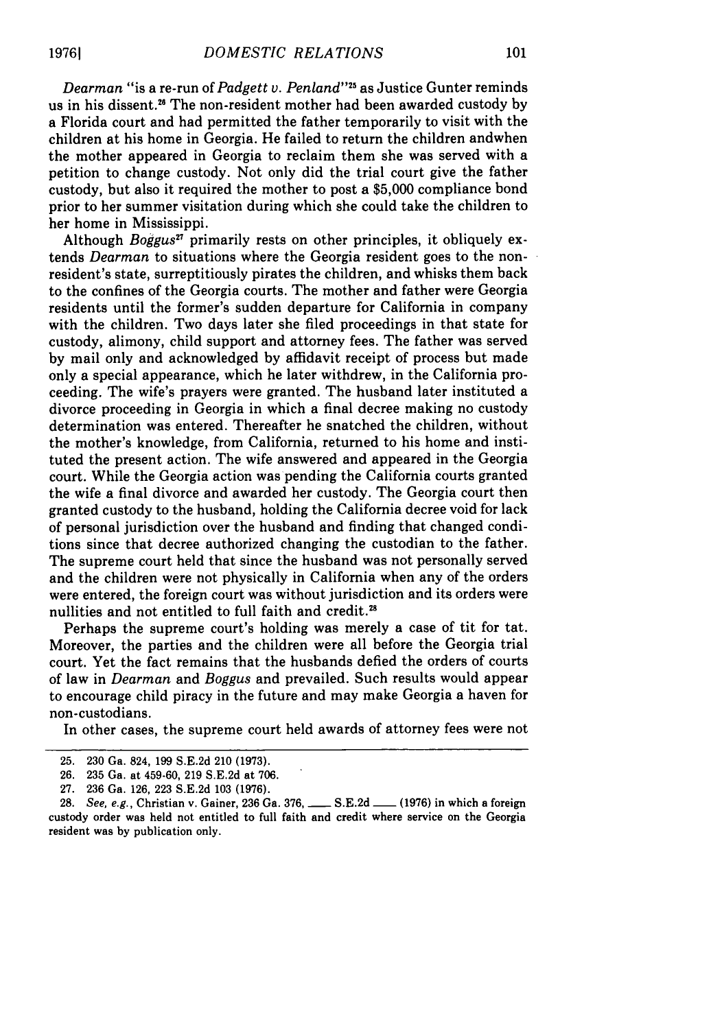*Dearman* "is a re-run of *Padgett v. Penland*"[25] as Justice Gunter reminds us in his dissent.[26] The non-resident mother had been awarded custody by a Florida court and had permitted the father temporarily to visit with the children at his home in Georgia. He failed to return the children andwhen the mother appeared in Georgia to reclaim them she was served with a petition to change custody. Not only did the trial court give the father custody, but also it required the mother to post a $5,000 compliance bond prior to her summer visitation during which she could take the children to her home in Mississippi.

Although *Boggus*[27] primarily rests on other principles, it obliquely extends *Dearman* to situations where the Georgia resident goes to the non-resident's state, surreptitiously pirates the children, and whisks them back to the confines of the Georgia courts. The mother and father were Georgia residents until the former's sudden departure for California in company with the children. Two days later she filed proceedings in that state for custody, alimony, child support and attorney fees. The father was served by mail only and acknowledged by affidavit receipt of process but made only a special appearance, which he later withdrew, in the California proceeding. The wife's prayers were granted. The husband later instituted a divorce proceeding in Georgia in which a final decree making no custody determination was entered. Thereafter he snatched the children, without the mother's knowledge, from California, returned to his home and instituted the present action. The wife answered and appeared in the Georgia court. While the Georgia action was pending the California courts granted the wife a final divorce and awarded her custody. The Georgia court then granted custody to the husband, holding the California decree void for lack of personal jurisdiction over the husband and finding that changed conditions since that decree authorized changing the custodian to the father. The supreme court held that since the husband was not personally served and the children were not physically in California when any of the orders were entered, the foreign court was without jurisdiction and its orders were nullities and not entitled to full faith and credit.[28]

Perhaps the supreme court's holding was merely a case of tit for tat. Moreover, the parties and the children were all before the Georgia trial court. Yet the fact remains that the husbands defied the orders of courts of law in *Dearman* and *Boggus* and prevailed. Such results would appear to encourage child piracy in the future and may make Georgia a haven for non-custodians.

In other cases, the supreme court held awards of attorney fees were not

---

25. 230 Ga. 824, 199 S.E.2d 210 (1973).
26. 235 Ga. at 459-60, 219 S.E.2d at 706.
27. 236 Ga. 126, 223 S.E.2d 103 (1976).
28. *See, e.g.*, Christian v. Gainer, 236 Ga. 376, ___ S.E.2d ___ (1976) in which a foreign custody order was held not entitled to full faith and credit where service on the Georgia resident was by publication only.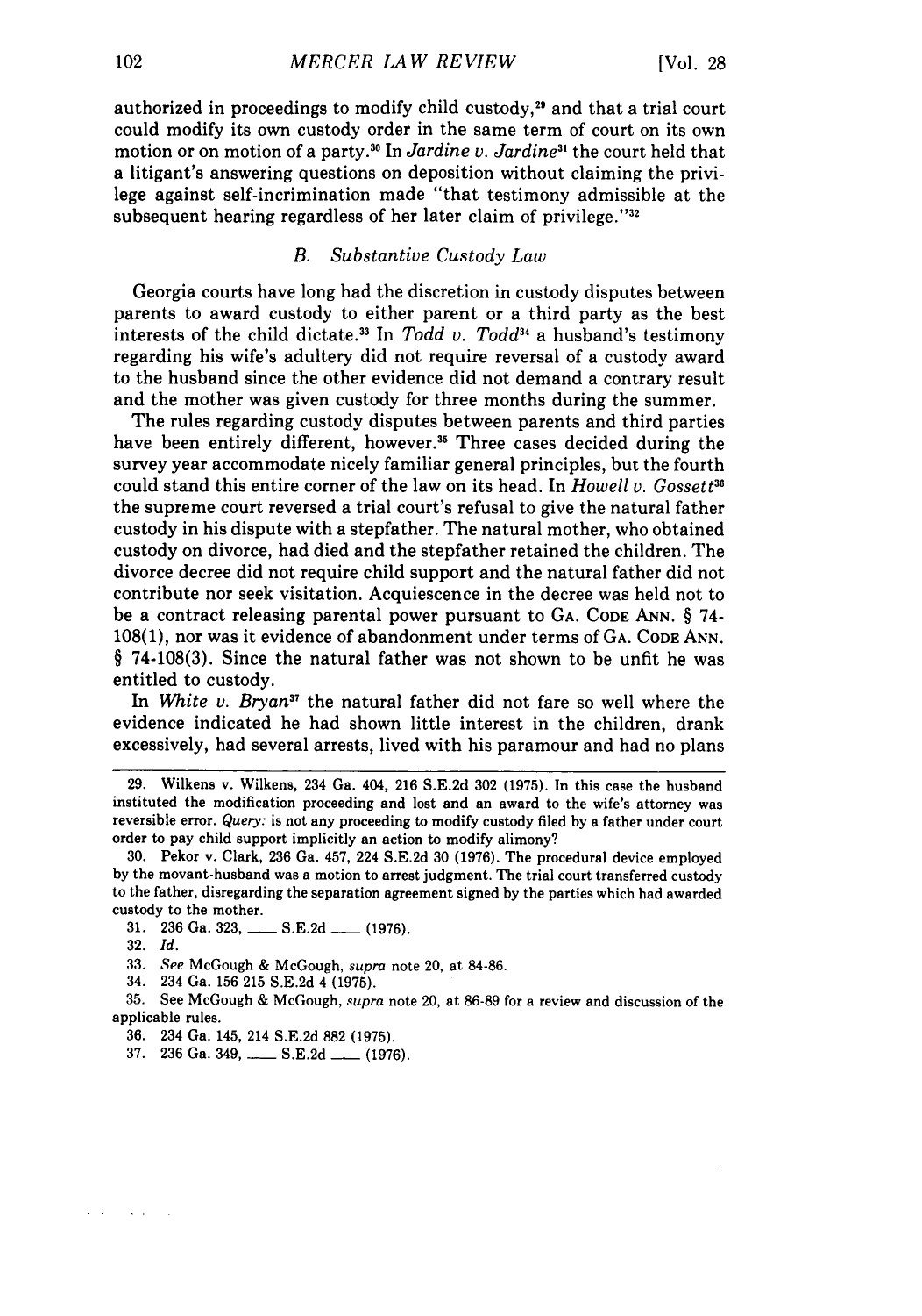authorized in proceedings to modify child custody,[29] and that a trial court could modify its own custody order in the same term of court on its own motion or on motion of a party.[30] In *Jardine v. Jardine*[31] the court held that a litigant's answering questions on deposition without claiming the privilege against self-incrimination made "that testimony admissible at the subsequent hearing regardless of her later claim of privilege."[32]

### *B. Substantive Custody Law*

Georgia courts have long had the discretion in custody disputes between parents to award custody to either parent or a third party as the best interests of the child dictate.[33] In *Todd v. Todd*[34] a husband's testimony regarding his wife's adultery did not require reversal of a custody award to the husband since the other evidence did not demand a contrary result and the mother was given custody for three months during the summer.

The rules regarding custody disputes between parents and third parties have been entirely different, however.[35] Three cases decided during the survey year accommodate nicely familiar general principles, but the fourth could stand this entire corner of the law on its head. In *Howell v. Gossett*[36] the supreme court reversed a trial court's refusal to give the natural father custody in his dispute with a stepfather. The natural mother, who obtained custody on divorce, had died and the stepfather retained the children. The divorce decree did not require child support and the natural father did not contribute nor seek visitation. Acquiescence in the decree was held not to be a contract releasing parental power pursuant to GA. CODE ANN. § 74-108(1), nor was it evidence of abandonment under terms of GA. CODE ANN. § 74-108(3). Since the natural father was not shown to be unfit he was entitled to custody.

In *White v. Bryan*[37] the natural father did not fare so well where the evidence indicated he had shown little interest in the children, drank excessively, had several arrests, lived with his paramour and had no plans

---

29. Wilkens v. Wilkens, 234 Ga. 404, 216 S.E.2d 302 (1975). In this case the husband instituted the modification proceeding and lost and an award to the wife's attorney was reversible error. *Query:* is not any proceeding to modify custody filed by a father under court order to pay child support implicitly an action to modify alimony?

30. Pekor v. Clark, 236 Ga. 457, 224 S.E.2d 30 (1976). The procedural device employed by the movant-husband was a motion to arrest judgment. The trial court transferred custody to the father, disregarding the separation agreement signed by the parties which had awarded custody to the mother.

31. 236 Ga. 323, ___ S.E.2d ___ (1976).

32. *Id.*

33. *See* McGough & McGough, *supra* note 20, at 84-86.

34. 234 Ga. 156 215 S.E.2d 4 (1975).

35. See McGough & McGough, *supra* note 20, at 86-89 for a review and discussion of the applicable rules.

36. 234 Ga. 145, 214 S.E.2d 882 (1975).

37. 236 Ga. 349, ___ S.E.2d ___ (1976).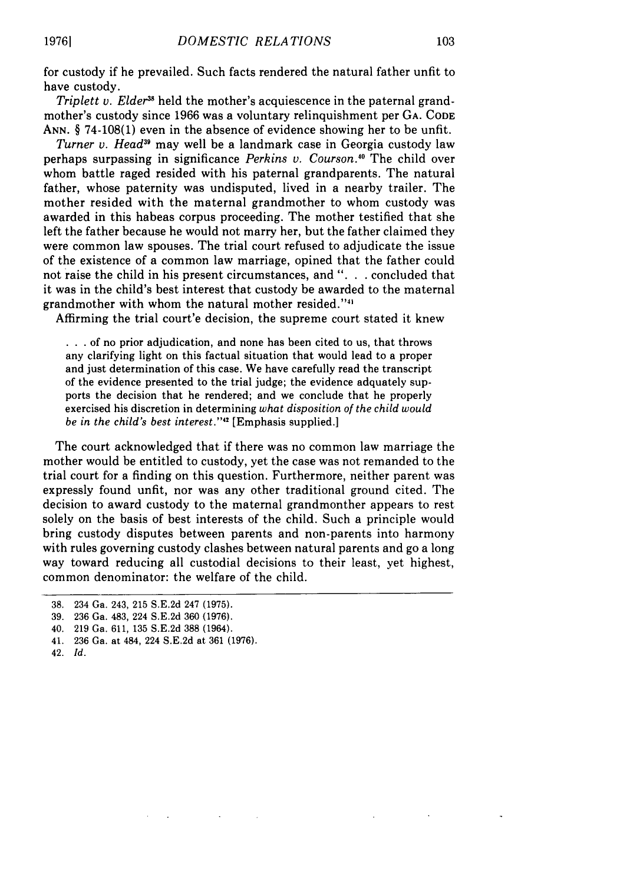for custody if he prevailed. Such facts rendered the natural father unfit to have custody.

*Triplett v. Elder*[38] held the mother's acquiescence in the paternal grandmother's custody since 1966 was a voluntary relinquishment per GA. CODE ANN. § 74-108(1) even in the absence of evidence showing her to be unfit.

*Turner v. Head*[39] may well be a landmark case in Georgia custody law perhaps surpassing in significance *Perkins v. Courson*.[40] The child over whom battle raged resided with his paternal grandparents. The natural father, whose paternity was undisputed, lived in a nearby trailer. The mother resided with the maternal grandmother to whom custody was awarded in this habeas corpus proceeding. The mother testified that she left the father because he would not marry her, but the father claimed they were common law spouses. The trial court refused to adjudicate the issue of the existence of a common law marriage, opined that the father could not raise the child in his present circumstances, and ". . . concluded that it was in the child's best interest that custody be awarded to the maternal grandmother with whom the natural mother resided."[41]

Affirming the trial court'e decision, the supreme court stated it knew

> . . . of no prior adjudication, and none has been cited to us, that throws any clarifying light on this factual situation that would lead to a proper and just determination of this case. We have carefully read the transcript of the evidence presented to the trial judge; the evidence adquately supports the decision that he rendered; and we conclude that he properly exercised his discretion in determining *what disposition of the child would be in the child's best interest*."[42] [Emphasis supplied.]

The court acknowledged that if there was no common law marriage the mother would be entitled to custody, yet the case was not remanded to the trial court for a finding on this question. Furthermore, neither parent was expressly found unfit, nor was any other traditional ground cited. The decision to award custody to the maternal grandmonther appears to rest solely on the basis of best interests of the child. Such a principle would bring custody disputes between parents and non-parents into harmony with rules governing custody clashes between natural parents and go a long way toward reducing all custodial decisions to their least, yet highest, common denominator: the welfare of the child.

---

38. 234 Ga. 243, 215 S.E.2d 247 (1975).
39. 236 Ga. 483, 224 S.E.2d 360 (1976).
40. 219 Ga. 611, 135 S.E.2d 388 (1964).
41. 236 Ga. at 484, 224 S.E.2d at 361 (1976).
42. *Id.*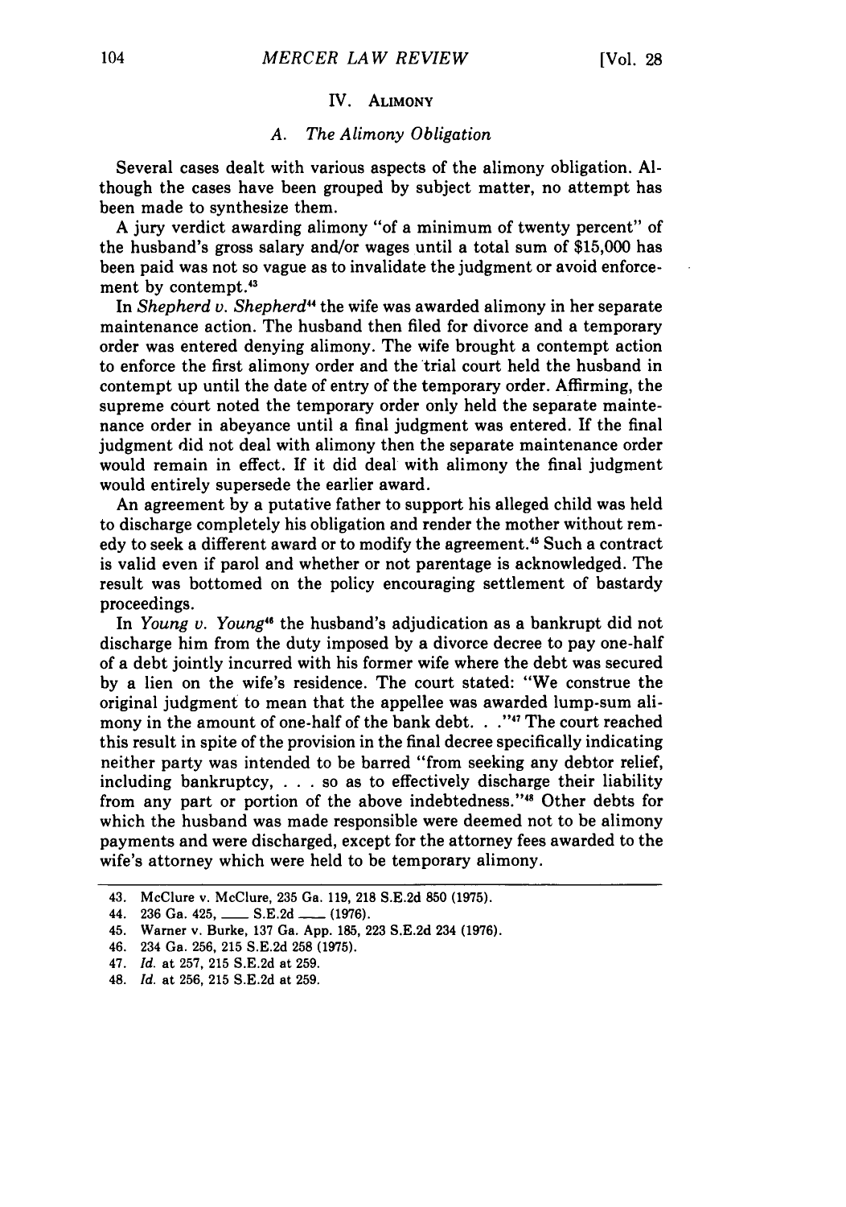## IV. Alimony

### *A. The Alimony Obligation*

Several cases dealt with various aspects of the alimony obligation. Although the cases have been grouped by subject matter, no attempt has been made to synthesize them.

A jury verdict awarding alimony "of a minimum of twenty percent" of the husband's gross salary and/or wages until a total sum of $15,000 has been paid was not so vague as to invalidate the judgment or avoid enforcement by contempt.[43]

In *Shepherd v. Shepherd*[44] the wife was awarded alimony in her separate maintenance action. The husband then filed for divorce and a temporary order was entered denying alimony. The wife brought a contempt action to enforce the first alimony order and the trial court held the husband in contempt up until the date of entry of the temporary order. Affirming, the supreme court noted the temporary order only held the separate maintenance order in abeyance until a final judgment was entered. If the final judgment did not deal with alimony then the separate maintenance order would remain in effect. If it did deal with alimony the final judgment would entirely supersede the earlier award.

An agreement by a putative father to support his alleged child was held to discharge completely his obligation and render the mother without remedy to seek a different award or to modify the agreement.[45] Such a contract is valid even if parol and whether or not parentage is acknowledged. The result was bottomed on the policy encouraging settlement of bastardy proceedings.

In *Young v. Young*[46] the husband's adjudication as a bankrupt did not discharge him from the duty imposed by a divorce decree to pay one-half of a debt jointly incurred with his former wife where the debt was secured by a lien on the wife's residence. The court stated: "We construe the original judgment to mean that the appellee was awarded lump-sum alimony in the amount of one-half of the bank debt. . ."[47] The court reached this result in spite of the provision in the final decree specifically indicating neither party was intended to be barred "from seeking any debtor relief, including bankruptcy, . . . so as to effectively discharge their liability from any part or portion of the above indebtedness."[48] Other debts for which the husband was made responsible were deemed not to be alimony payments and were discharged, except for the attorney fees awarded to the wife's attorney which were held to be temporary alimony.

---

43. McClure v. McClure, 235 Ga. 119, 218 S.E.2d 850 (1975).

44. 236 Ga. 425, ___ S.E.2d ___ (1976).

45. Warner v. Burke, 137 Ga. App. 185, 223 S.E.2d 234 (1976).

46. 234 Ga. 256, 215 S.E.2d 258 (1975).

47. *Id.* at 257, 215 S.E.2d at 259.

48. *Id.* at 256, 215 S.E.2d at 259.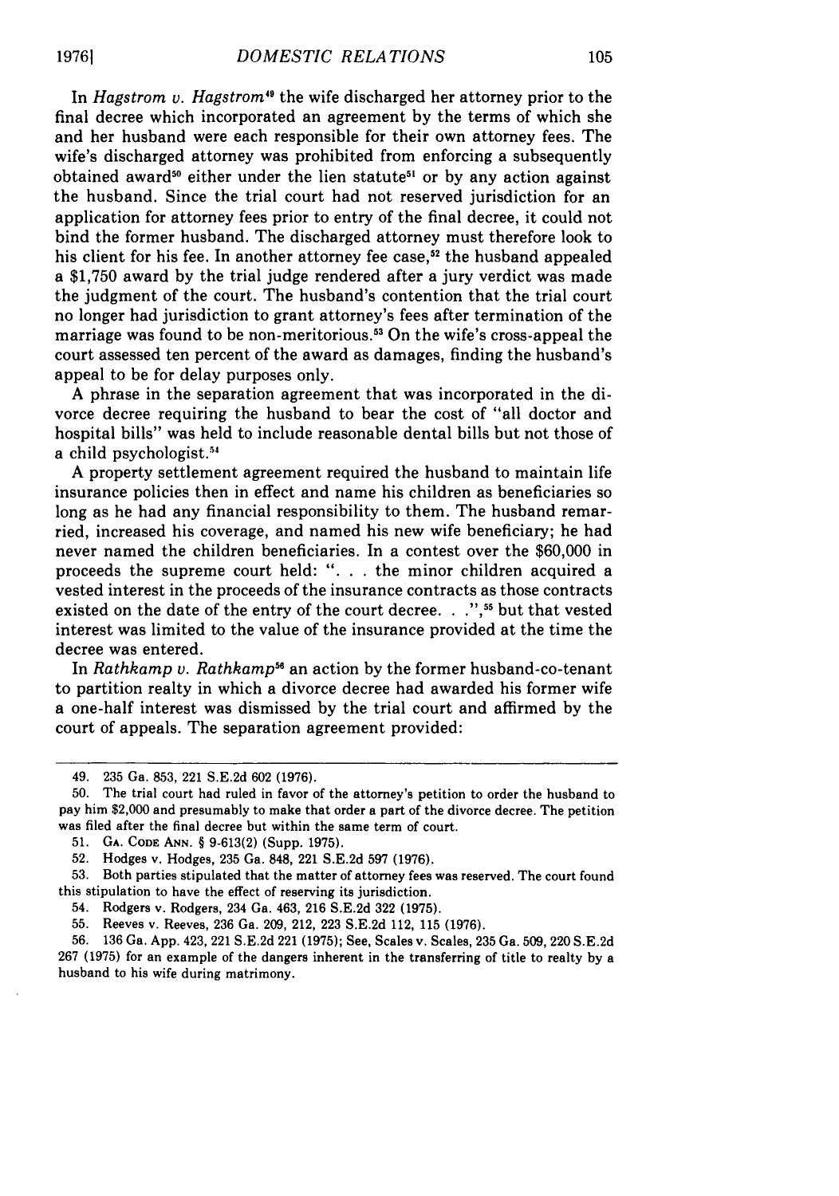In *Hagstrom v. Hagstrom*[49] the wife discharged her attorney prior to the final decree which incorporated an agreement by the terms of which she and her husband were each responsible for their own attorney fees. The wife's discharged attorney was prohibited from enforcing a subsequently obtained award[50] either under the lien statute[51] or by any action against the husband. Since the trial court had not reserved jurisdiction for an application for attorney fees prior to entry of the final decree, it could not bind the former husband. The discharged attorney must therefore look to his client for his fee. In another attorney fee case,[52] the husband appealed a $1,750 award by the trial judge rendered after a jury verdict was made the judgment of the court. The husband's contention that the trial court no longer had jurisdiction to grant attorney's fees after termination of the marriage was found to be non-meritorious.[53] On the wife's cross-appeal the court assessed ten percent of the award as damages, finding the husband's appeal to be for delay purposes only.

A phrase in the separation agreement that was incorporated in the divorce decree requiring the husband to bear the cost of "all doctor and hospital bills" was held to include reasonable dental bills but not those of a child psychologist.[54]

A property settlement agreement required the husband to maintain life insurance policies then in effect and name his children as beneficiaries so long as he had any financial responsibility to them. The husband remarried, increased his coverage, and named his new wife beneficiary; he had never named the children beneficiaries. In a contest over the $60,000 in proceeds the supreme court held: ". . . the minor children acquired a vested interest in the proceeds of the insurance contracts as those contracts existed on the date of the entry of the court decree. . .",[55] but that vested interest was limited to the value of the insurance provided at the time the decree was entered.

In *Rathkamp v. Rathkamp*[56] an action by the former husband-co-tenant to partition realty in which a divorce decree had awarded his former wife a one-half interest was dismissed by the trial court and affirmed by the court of appeals. The separation agreement provided:

---

49. 235 Ga. 853, 221 S.E.2d 602 (1976).

50. The trial court had ruled in favor of the attorney's petition to order the husband to pay him $2,000 and presumably to make that order a part of the divorce decree. The petition was filed after the final decree but within the same term of court.

51. Ga. Code Ann. § 9-613(2) (Supp. 1975).

52. Hodges v. Hodges, 235 Ga. 848, 221 S.E.2d 597 (1976).

53. Both parties stipulated that the matter of attorney fees was reserved. The court found this stipulation to have the effect of reserving its jurisdiction.

54. Rodgers v. Rodgers, 234 Ga. 463, 216 S.E.2d 322 (1975).

55. Reeves v. Reeves, 236 Ga. 209, 212, 223 S.E.2d 112, 115 (1976).

56. 136 Ga. App. 423, 221 S.E.2d 221 (1975); See, Scales v. Scales, 235 Ga. 509, 220 S.E.2d 267 (1975) for an example of the dangers inherent in the transferring of title to realty by a husband to his wife during matrimony.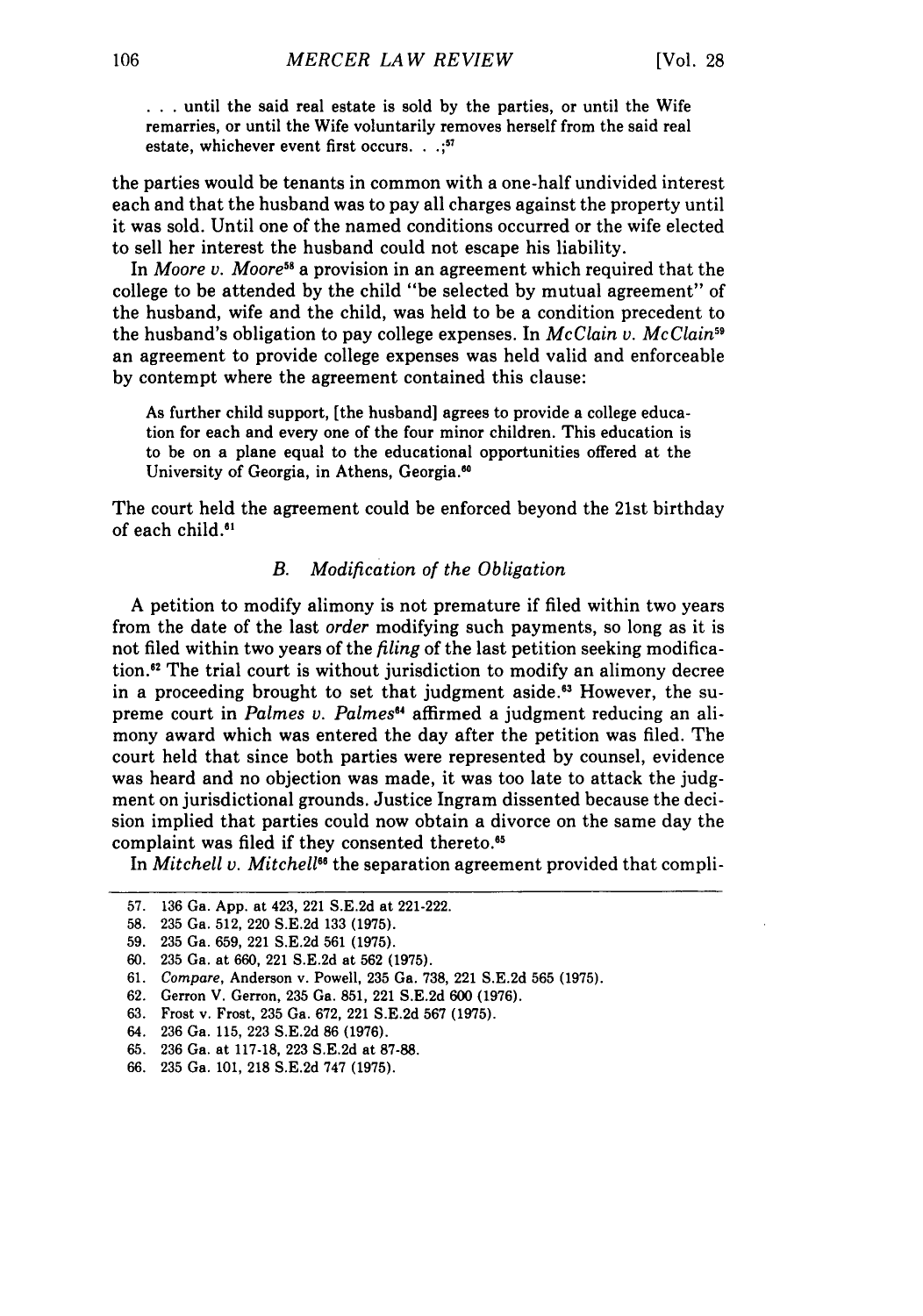> . . . until the said real estate is sold by the parties, or until the Wife remarries, or until the Wife voluntarily removes herself from the said real estate, whichever event first occurs. . .;[57]

the parties would be tenants in common with a one-half undivided interest each and that the husband was to pay all charges against the property until it was sold. Until one of the named conditions occurred or the wife elected to sell her interest the husband could not escape his liability.

In *Moore v. Moore*[58] a provision in an agreement which required that the college to be attended by the child "be selected by mutual agreement" of the husband, wife and the child, was held to be a condition precedent to the husband's obligation to pay college expenses. In *McClain v. McClain*[59] an agreement to provide college expenses was held valid and enforceable by contempt where the agreement contained this clause:

> As further child support, [the husband] agrees to provide a college education for each and every one of the four minor children. This education is to be on a plane equal to the educational opportunities offered at the University of Georgia, in Athens, Georgia.[60]

The court held the agreement could be enforced beyond the 21st birthday of each child.[61]

### *B. Modification of the Obligation*

A petition to modify alimony is not premature if filed within two years from the date of the last *order* modifying such payments, so long as it is not filed within two years of the *filing* of the last petition seeking modification.[62] The trial court is without jurisdiction to modify an alimony decree in a proceeding brought to set that judgment aside.[63] However, the supreme court in *Palmes v. Palmes*[64] affirmed a judgment reducing an alimony award which was entered the day after the petition was filed. The court held that since both parties were represented by counsel, evidence was heard and no objection was made, it was too late to attack the judgment on jurisdictional grounds. Justice Ingram dissented because the decision implied that parties could now obtain a divorce on the same day the complaint was filed if they consented thereto.[65]

In *Mitchell v. Mitchell*[66] the separation agreement provided that compli-

---

57. 136 Ga. App. at 423, 221 S.E.2d at 221-222.
58. 235 Ga. 512, 220 S.E.2d 133 (1975).
59. 235 Ga. 659, 221 S.E.2d 561 (1975).
60. 235 Ga. at 660, 221 S.E.2d at 562 (1975).
61. *Compare*, Anderson v. Powell, 235 Ga. 738, 221 S.E.2d 565 (1975).
62. Gerron V. Gerron, 235 Ga. 851, 221 S.E.2d 600 (1976).
63. Frost v. Frost, 235 Ga. 672, 221 S.E.2d 567 (1975).
64. 236 Ga. 115, 223 S.E.2d 86 (1976).
65. 236 Ga. at 117-18, 223 S.E.2d at 87-88.
66. 235 Ga. 101, 218 S.E.2d 747 (1975).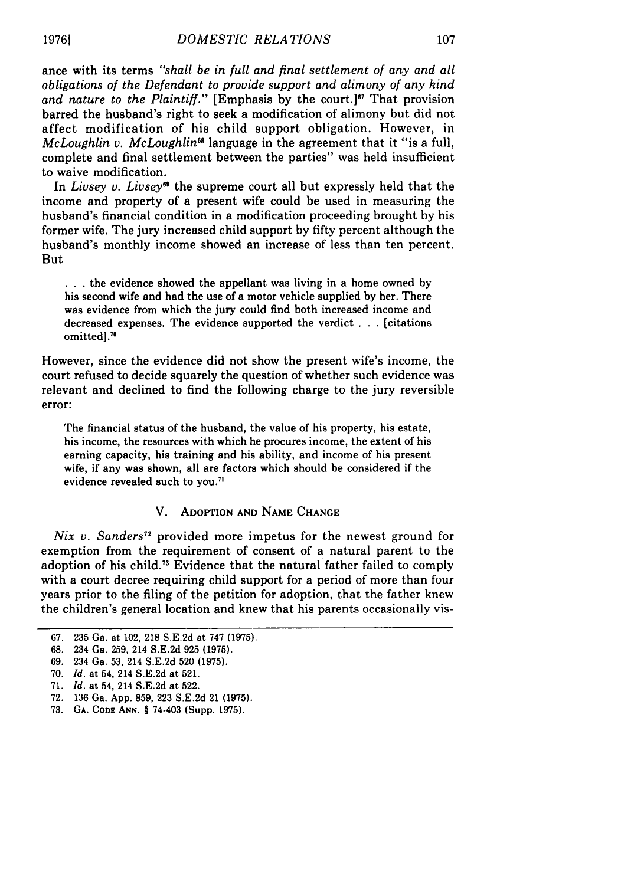ance with its terms *"shall be in full and final settlement of any and all obligations of the Defendant to provide support and alimony of any kind and nature to the Plaintiff."* [Emphasis by the court.][67] That provision barred the husband's right to seek a modification of alimony but did not affect modification of his child support obligation. However, in *McLoughlin v. McLoughlin*[68] language in the agreement that it "is a full, complete and final settlement between the parties" was held insufficient to waive modification.

In *Livsey v. Livsey*[69] the supreme court all but expressly held that the income and property of a present wife could be used in measuring the husband's financial condition in a modification proceeding brought by his former wife. The jury increased child support by fifty percent although the husband's monthly income showed an increase of less than ten percent. But

> . . . the evidence showed the appellant was living in a home owned by his second wife and had the use of a motor vehicle supplied by her. There was evidence from which the jury could find both increased income and decreased expenses. The evidence supported the verdict . . . [citations omitted].[70]

However, since the evidence did not show the present wife's income, the court refused to decide squarely the question of whether such evidence was relevant and declined to find the following charge to the jury reversible error:

> The financial status of the husband, the value of his property, his estate, his income, the resources with which he procures income, the extent of his earning capacity, his training and his ability, and income of his present wife, if any was shown, all are factors which should be considered if the evidence revealed such to you.[71]

## V. Adoption and Name Change

*Nix v. Sanders*[72] provided more impetus for the newest ground for exemption from the requirement of consent of a natural parent to the adoption of his child.[73] Evidence that the natural father failed to comply with a court decree requiring child support for a period of more than four years prior to the filing of the petition for adoption, that the father knew the children's general location and knew that his parents occasionally vis-

---

67. 235 Ga. at 102, 218 S.E.2d at 747 (1975).
68. 234 Ga. 259, 214 S.E.2d 925 (1975).
69. 234 Ga. 53, 214 S.E.2d 520 (1975).
70. *Id.* at 54, 214 S.E.2d at 521.
71. *Id.* at 54, 214 S.E.2d at 522.
72. 136 Ga. App. 859, 223 S.E.2d 21 (1975).
73. GA. CODE ANN. § 74-403 (Supp. 1975).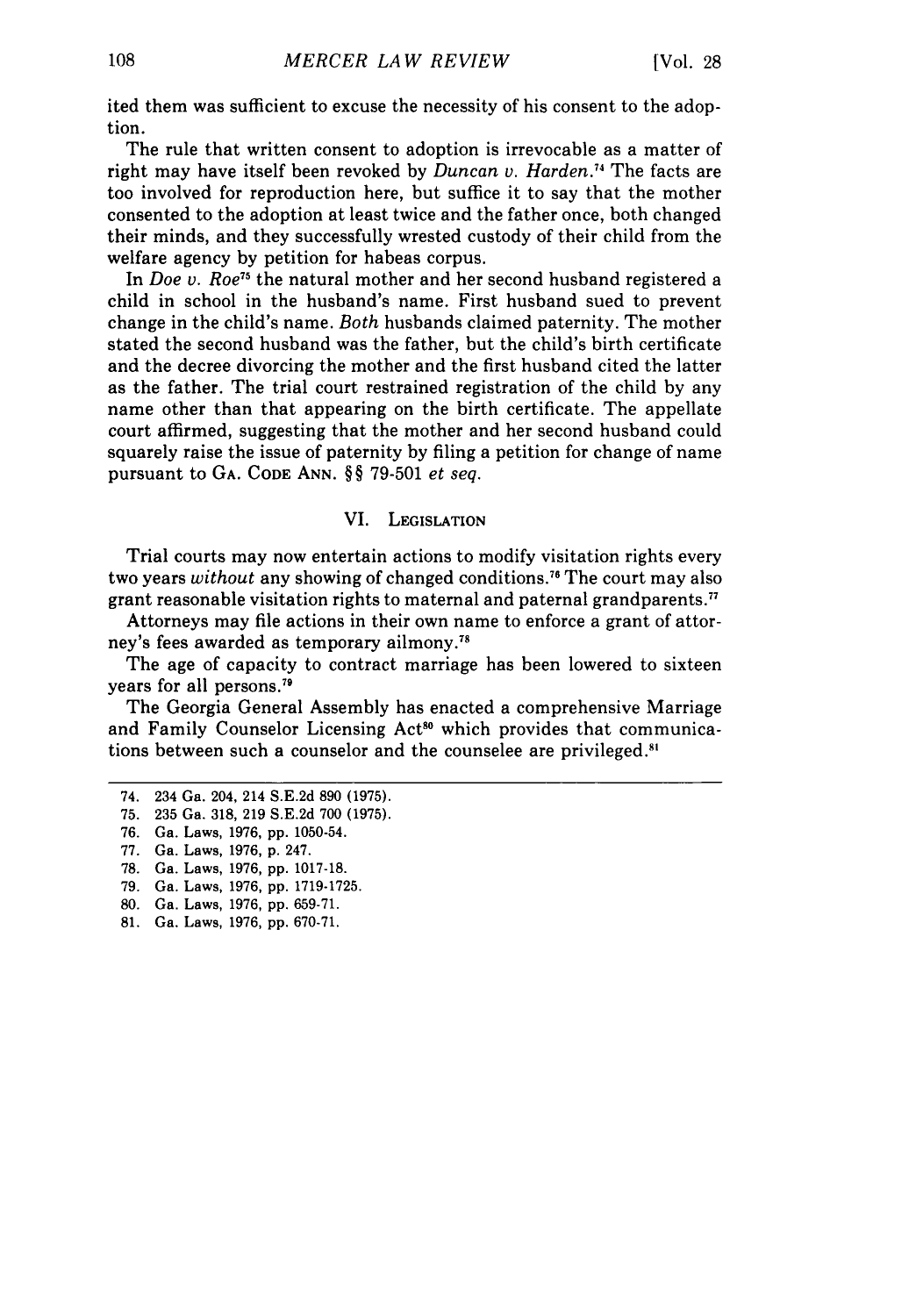ited them was sufficient to excuse the necessity of his consent to the adoption.

The rule that written consent to adoption is irrevocable as a matter of right may have itself been revoked by *Duncan v. Harden*.[74] The facts are too involved for reproduction here, but suffice it to say that the mother consented to the adoption at least twice and the father once, both changed their minds, and they successfully wrested custody of their child from the welfare agency by petition for habeas corpus.

In *Doe v. Roe*[75] the natural mother and her second husband registered a child in school in the husband's name. First husband sued to prevent change in the child's name. *Both* husbands claimed paternity. The mother stated the second husband was the father, but the child's birth certificate and the decree divorcing the mother and the first husband cited the latter as the father. The trial court restrained registration of the child by any name other than that appearing on the birth certificate. The appellate court affirmed, suggesting that the mother and her second husband could squarely raise the issue of paternity by filing a petition for change of name pursuant to GA. CODE ANN. §§ 79-501 *et seq.*

## VI. LEGISLATION

Trial courts may now entertain actions to modify visitation rights every two years *without* any showing of changed conditions.[76] The court may also grant reasonable visitation rights to maternal and paternal grandparents.[77]

Attorneys may file actions in their own name to enforce a grant of attorney's fees awarded as temporary ailmony.[78]

The age of capacity to contract marriage has been lowered to sixteen years for all persons.[79]

The Georgia General Assembly has enacted a comprehensive Marriage and Family Counselor Licensing Act[80] which provides that communications between such a counselor and the counselee are privileged.[81]

---

74. 234 Ga. 204, 214 S.E.2d 890 (1975).
75. 235 Ga. 318, 219 S.E.2d 700 (1975).
76. Ga. Laws, 1976, pp. 1050-54.
77. Ga. Laws, 1976, p. 247.
78. Ga. Laws, 1976, pp. 1017-18.
79. Ga. Laws, 1976, pp. 1719-1725.
80. Ga. Laws, 1976, pp. 659-71.
81. Ga. Laws, 1976, pp. 670-71.